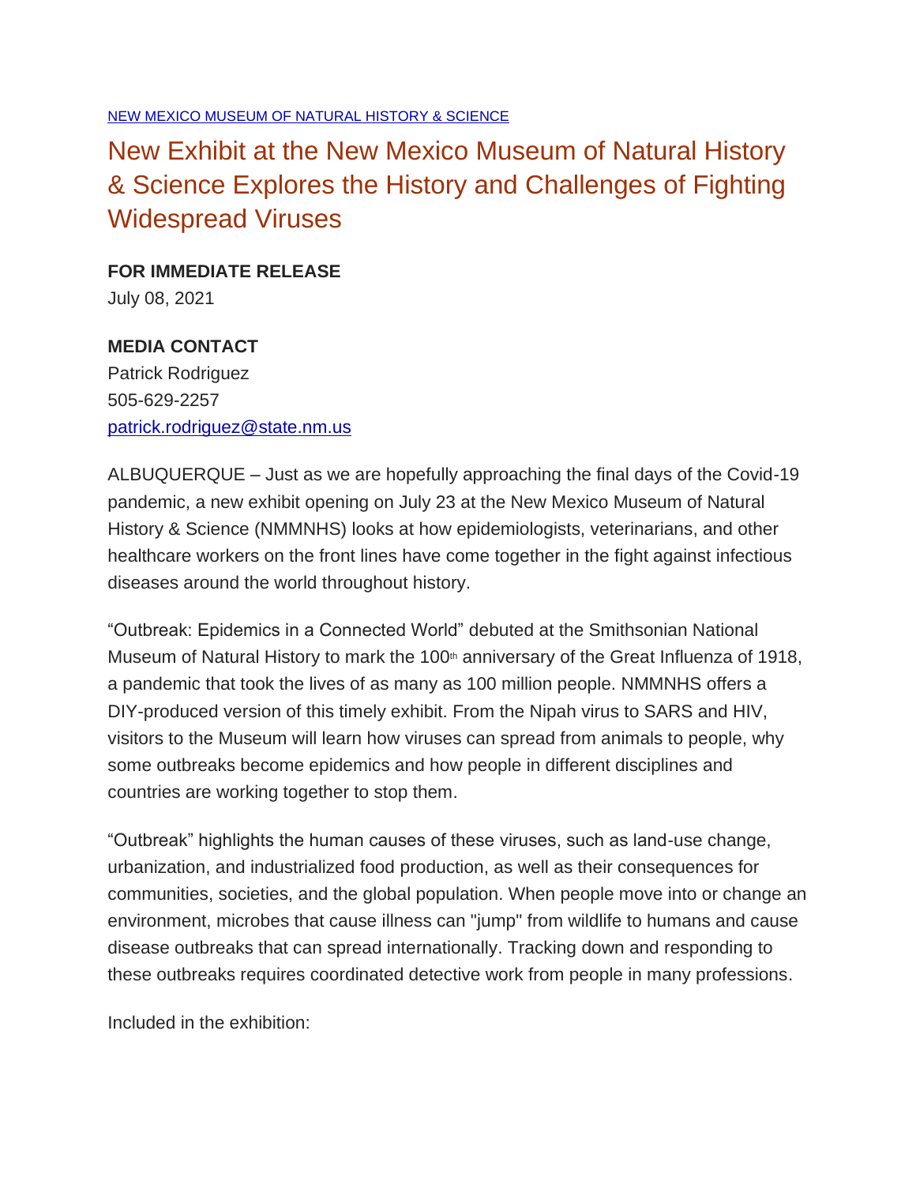[NEW MEXICO MUSEUM OF NATURAL HISTORY & SCIENCE](#)

# New Exhibit at the New Mexico Museum of Natural History & Science Explores the History and Challenges of Fighting Widespread Viruses

**FOR IMMEDIATE RELEASE**
July 08, 2021

**MEDIA CONTACT**
Patrick Rodriguez
505-629-2257
patrick.rodriguez@state.nm.us

ALBUQUERQUE – Just as we are hopefully approaching the final days of the Covid-19 pandemic, a new exhibit opening on July 23 at the New Mexico Museum of Natural History & Science (NMMNHS) looks at how epidemiologists, veterinarians, and other healthcare workers on the front lines have come together in the fight against infectious diseases around the world throughout history.

"Outbreak: Epidemics in a Connected World" debuted at the Smithsonian National Museum of Natural History to mark the 100th anniversary of the Great Influenza of 1918, a pandemic that took the lives of as many as 100 million people. NMMNHS offers a DIY-produced version of this timely exhibit. From the Nipah virus to SARS and HIV, visitors to the Museum will learn how viruses can spread from animals to people, why some outbreaks become epidemics and how people in different disciplines and countries are working together to stop them.

"Outbreak" highlights the human causes of these viruses, such as land-use change, urbanization, and industrialized food production, as well as their consequences for communities, societies, and the global population. When people move into or change an environment, microbes that cause illness can "jump" from wildlife to humans and cause disease outbreaks that can spread internationally. Tracking down and responding to these outbreaks requires coordinated detective work from people in many professions.

Included in the exhibition: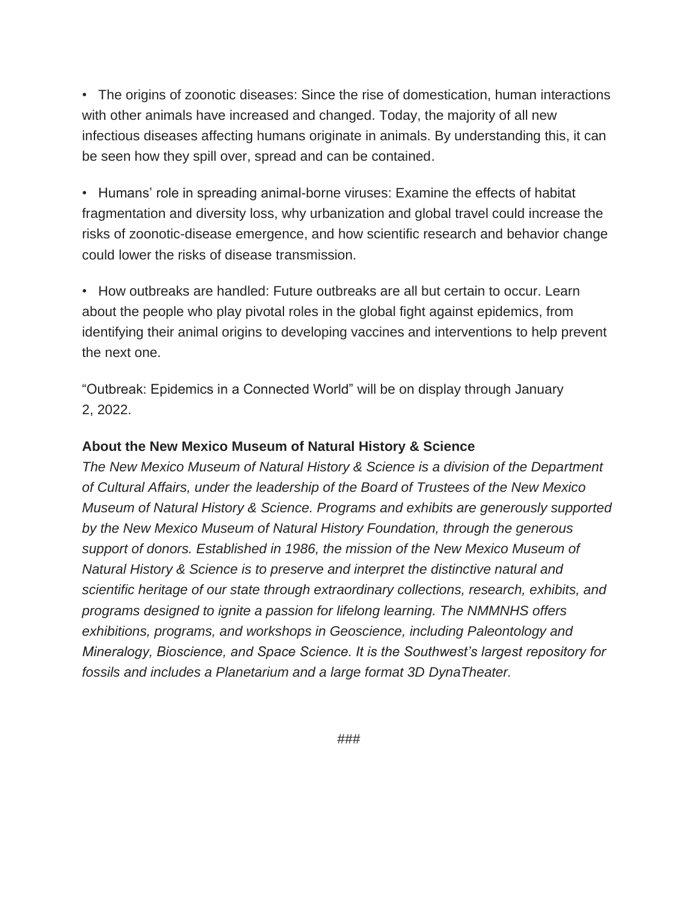- The origins of zoonotic diseases: Since the rise of domestication, human interactions with other animals have increased and changed. Today, the majority of all new infectious diseases affecting humans originate in animals. By understanding this, it can be seen how they spill over, spread and can be contained.

- Humans' role in spreading animal-borne viruses: Examine the effects of habitat fragmentation and diversity loss, why urbanization and global travel could increase the risks of zoonotic-disease emergence, and how scientific research and behavior change could lower the risks of disease transmission.

- How outbreaks are handled: Future outbreaks are all but certain to occur. Learn about the people who play pivotal roles in the global fight against epidemics, from identifying their animal origins to developing vaccines and interventions to help prevent the next one.

"Outbreak: Epidemics in a Connected World" will be on display through January 2, 2022.

**About the New Mexico Museum of Natural History & Science**

*The New Mexico Museum of Natural History & Science is a division of the Department of Cultural Affairs, under the leadership of the Board of Trustees of the New Mexico Museum of Natural History & Science. Programs and exhibits are generously supported by the New Mexico Museum of Natural History Foundation, through the generous support of donors. Established in 1986, the mission of the New Mexico Museum of Natural History & Science is to preserve and interpret the distinctive natural and scientific heritage of our state through extraordinary collections, research, exhibits, and programs designed to ignite a passion for lifelong learning. The NMMNHS offers exhibitions, programs, and workshops in Geoscience, including Paleontology and Mineralogy, Bioscience, and Space Science. It is the Southwest's largest repository for fossils and includes a Planetarium and a large format 3D DynaTheater.*

###